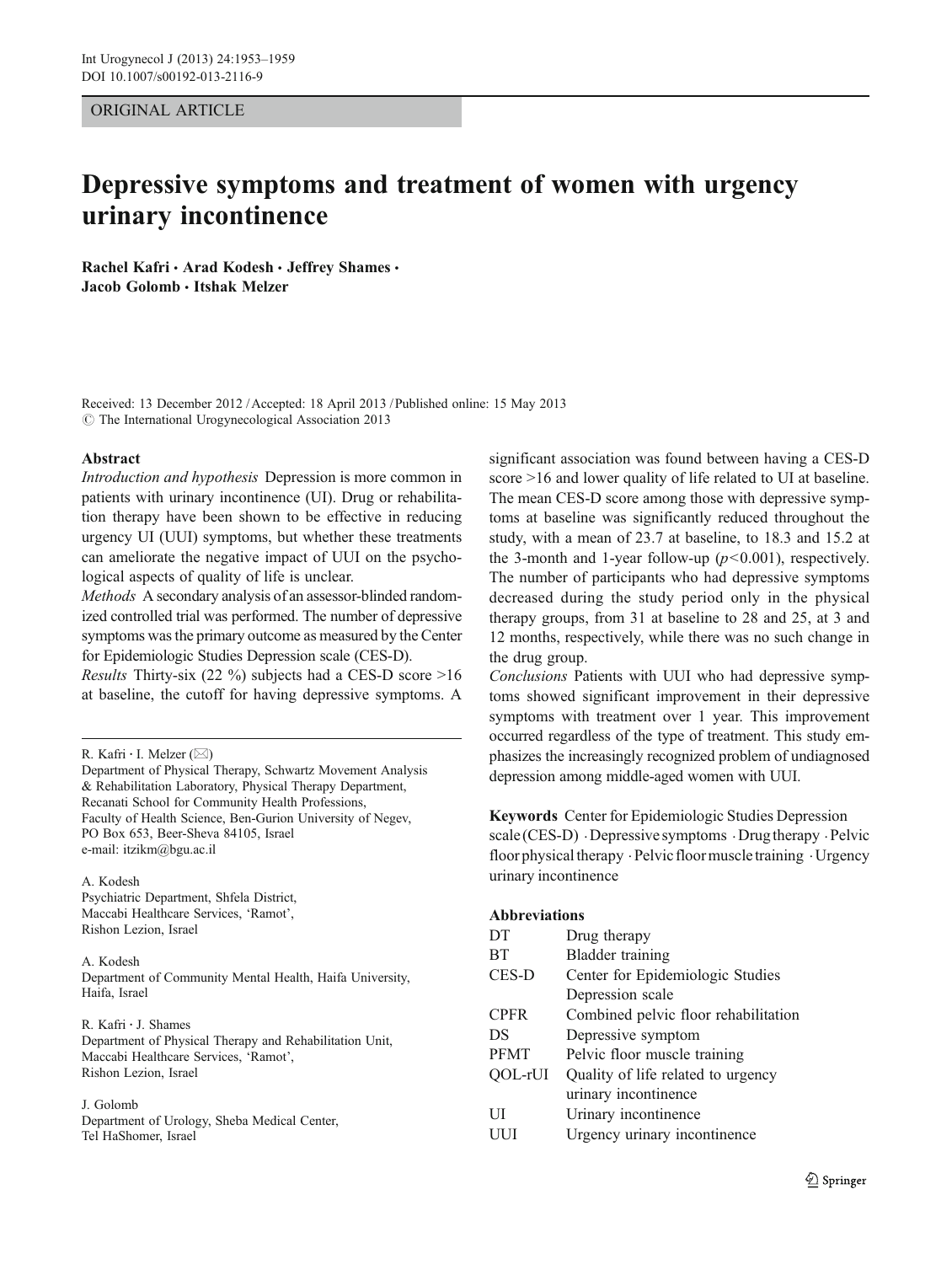ORIGINAL ARTICLE

# Depressive symptoms and treatment of women with urgency urinary incontinence

**Rachel Kafri · Arad Kodesh · Jeffrey Shames · Jacob Golomb · Itshak Melzer**

Received: 13 December 2012 / Accepted: 18 April 2013 / Published online: 15 May 2013
© The International Urogynecological Association 2013

## Abstract

*Introduction and hypothesis* Depression is more common in patients with urinary incontinence (UI). Drug or rehabilitation therapy have been shown to be effective in reducing urgency UI (UUI) symptoms, but whether these treatments can ameliorate the negative impact of UUI on the psychological aspects of quality of life is unclear.

*Methods* A secondary analysis of an assessor-blinded randomized controlled trial was performed. The number of depressive symptoms was the primary outcome as measured by the Center for Epidemiologic Studies Depression scale (CES-D).

*Results* Thirty-six (22 %) subjects had a CES-D score >16 at baseline, the cutoff for having depressive symptoms. A significant association was found between having a CES-D score >16 and lower quality of life related to UI at baseline. The mean CES-D score among those with depressive symptoms at baseline was significantly reduced throughout the study, with a mean of 23.7 at baseline, to 18.3 and 15.2 at the 3-month and 1-year follow-up ($p<0.001$), respectively. The number of participants who had depressive symptoms decreased during the study period only in the physical therapy groups, from 31 at baseline to 28 and 25, at 3 and 12 months, respectively, while there was no such change in the drug group.

*Conclusions* Patients with UUI who had depressive symptoms showed significant improvement in their depressive symptoms with treatment over 1 year. This improvement occurred regardless of the type of treatment. This study emphasizes the increasingly recognized problem of undiagnosed depression among middle-aged women with UUI.

**Keywords** Center for Epidemiologic Studies Depression scale (CES-D) · Depressive symptoms · Drug therapy · Pelvic floor physical therapy · Pelvic floor muscle training · Urgency urinary incontinence

**Abbreviations**

| | |
|---|---|
| DT | Drug therapy |
| BT | Bladder training |
| CES-D | Center for Epidemiologic Studies Depression scale |
| CPFR | Combined pelvic floor rehabilitation |
| DS | Depressive symptom |
| PFMT | Pelvic floor muscle training |
| QOL-rUI | Quality of life related to urgency urinary incontinence |
| UI | Urinary incontinence |
| UUI | Urgency urinary incontinence |

---

R. Kafri · I. Melzer (✉)
Department of Physical Therapy, Schwartz Movement Analysis & Rehabilitation Laboratory, Physical Therapy Department, Recanati School for Community Health Professions, Faculty of Health Science, Ben-Gurion University of Negev, PO Box 653, Beer-Sheva 84105, Israel
e-mail: itzikm@bgu.ac.il

A. Kodesh
Psychiatric Department, Shfela District, Maccabi Healthcare Services, 'Ramot', Rishon Lezion, Israel

A. Kodesh
Department of Community Mental Health, Haifa University, Haifa, Israel

R. Kafri · J. Shames
Department of Physical Therapy and Rehabilitation Unit, Maccabi Healthcare Services, 'Ramot', Rishon Lezion, Israel

J. Golomb
Department of Urology, Sheba Medical Center, Tel HaShomer, Israel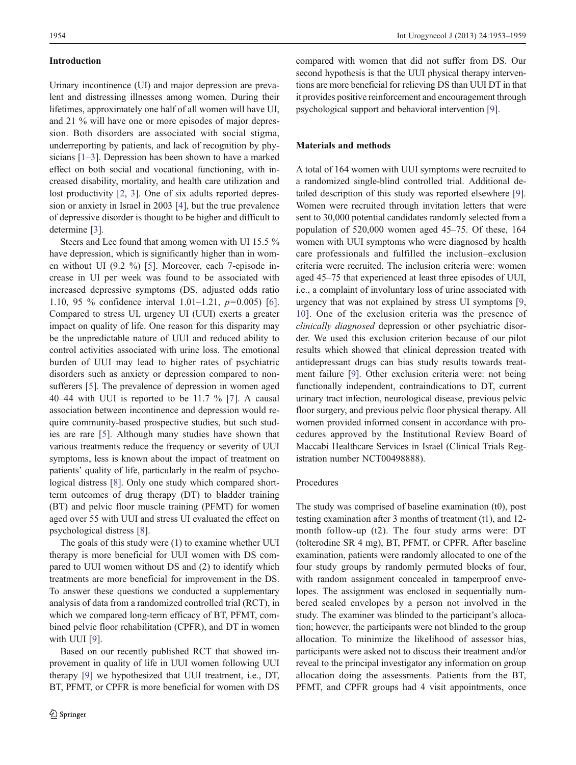## Introduction

Urinary incontinence (UI) and major depression are prevalent and distressing illnesses among women. During their lifetimes, approximately one half of all women will have UI, and 21 % will have one or more episodes of major depression. Both disorders are associated with social stigma, underreporting by patients, and lack of recognition by physicians [1–3]. Depression has been shown to have a marked effect on both social and vocational functioning, with increased disability, mortality, and health care utilization and lost productivity [2, 3]. One of six adults reported depression or anxiety in Israel in 2003 [4], but the true prevalence of depressive disorder is thought to be higher and difficult to determine [3].

Steers and Lee found that among women with UI 15.5 % have depression, which is significantly higher than in women without UI (9.2 %) [5]. Moreover, each 7-episode increase in UI per week was found to be associated with increased depressive symptoms (DS, adjusted odds ratio 1.10, 95 % confidence interval 1.01–1.21, $p$=0.005) [6]. Compared to stress UI, urgency UI (UUI) exerts a greater impact on quality of life. One reason for this disparity may be the unpredictable nature of UUI and reduced ability to control activities associated with urine loss. The emotional burden of UUI may lead to higher rates of psychiatric disorders such as anxiety or depression compared to nonsufferers [5]. The prevalence of depression in women aged 40–44 with UUI is reported to be 11.7 % [7]. A causal association between incontinence and depression would require community-based prospective studies, but such studies are rare [5]. Although many studies have shown that various treatments reduce the frequency or severity of UUI symptoms, less is known about the impact of treatment on patients' quality of life, particularly in the realm of psychological distress [8]. Only one study which compared short-term outcomes of drug therapy (DT) to bladder training (BT) and pelvic floor muscle training (PFMT) for women aged over 55 with UUI and stress UI evaluated the effect on psychological distress [8].

The goals of this study were (1) to examine whether UUI therapy is more beneficial for UUI women with DS compared to UUI women without DS and (2) to identify which treatments are more beneficial for improvement in the DS. To answer these questions we conducted a supplementary analysis of data from a randomized controlled trial (RCT), in which we compared long-term efficacy of BT, PFMT, combined pelvic floor rehabilitation (CPFR), and DT in women with UUI [9].

Based on our recently published RCT that showed improvement in quality of life in UUI women following UUI therapy [9] we hypothesized that UUI treatment, i.e., DT, BT, PFMT, or CPFR is more beneficial for women with DS compared with women that did not suffer from DS. Our second hypothesis is that the UUI physical therapy interventions are more beneficial for relieving DS than UUI DT in that it provides positive reinforcement and encouragement through psychological support and behavioral intervention [9].

## Materials and methods

A total of 164 women with UUI symptoms were recruited to a randomized single-blind controlled trial. Additional detailed description of this study was reported elsewhere [9]. Women were recruited through invitation letters that were sent to 30,000 potential candidates randomly selected from a population of 520,000 women aged 45–75. Of these, 164 women with UUI symptoms who were diagnosed by health care professionals and fulfilled the inclusion–exclusion criteria were recruited. The inclusion criteria were: women aged 45–75 that experienced at least three episodes of UUI, i.e., a complaint of involuntary loss of urine associated with urgency that was not explained by stress UI symptoms [9, 10]. One of the exclusion criteria was the presence of *clinically diagnosed* depression or other psychiatric disorder. We used this exclusion criterion because of our pilot results which showed that clinical depression treated with antidepressant drugs can bias study results towards treatment failure [9]. Other exclusion criteria were: not being functionally independent, contraindications to DT, current urinary tract infection, neurological disease, previous pelvic floor surgery, and previous pelvic floor physical therapy. All women provided informed consent in accordance with procedures approved by the Institutional Review Board of Maccabi Healthcare Services in Israel (Clinical Trials Registration number NCT00498888).

### Procedures

The study was comprised of baseline examination (t0), post testing examination after 3 months of treatment (t1), and 12-month follow-up (t2). The four study arms were: DT (tolterodine SR 4 mg), BT, PFMT, or CPFR. After baseline examination, patients were randomly allocated to one of the four study groups by randomly permuted blocks of four, with random assignment concealed in tamperproof envelopes. The assignment was enclosed in sequentially numbered sealed envelopes by a person not involved in the study. The examiner was blinded to the participant's allocation; however, the participants were not blinded to the group allocation. To minimize the likelihood of assessor bias, participants were asked not to discuss their treatment and/or reveal to the principal investigator any information on group allocation doing the assessments. Patients from the BT, PFMT, and CPFR groups had 4 visit appointments, once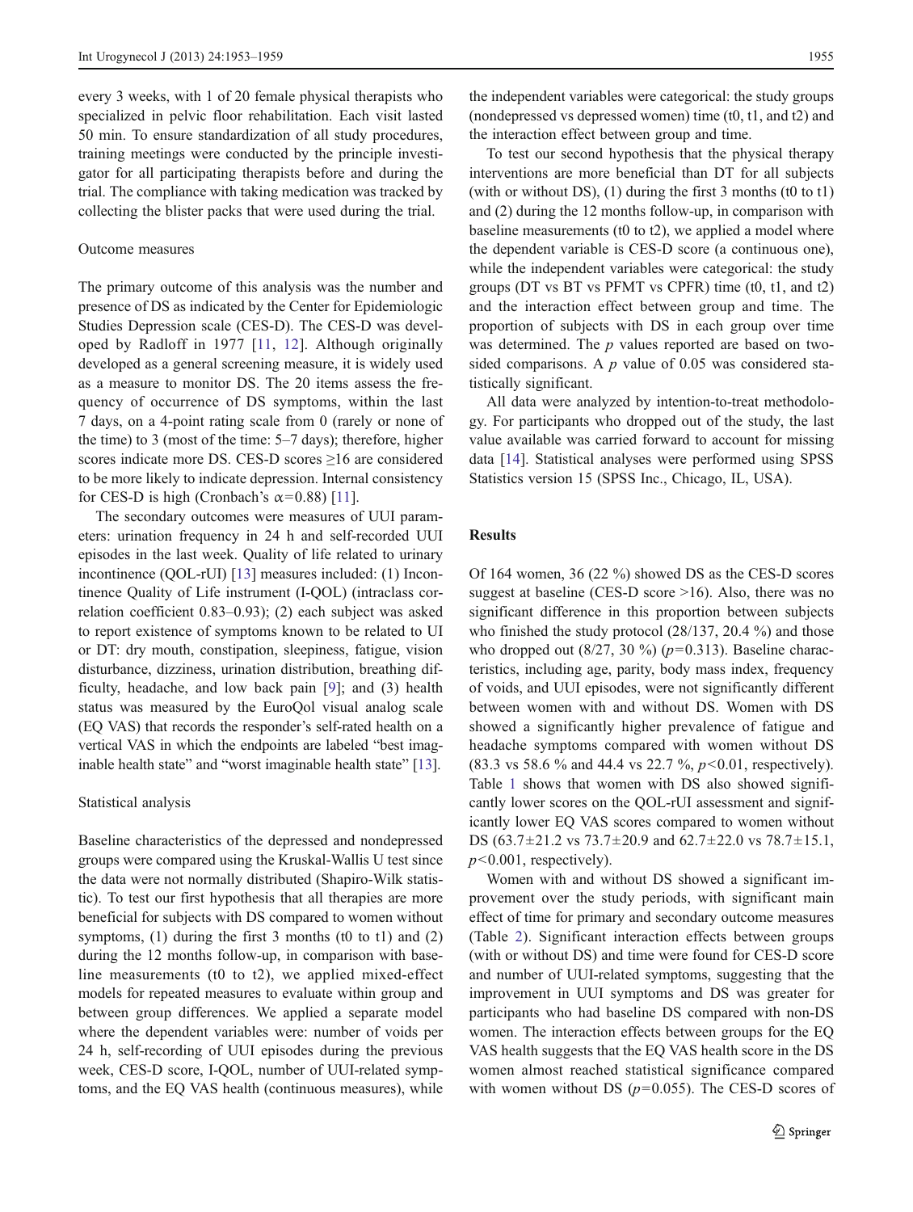every 3 weeks, with 1 of 20 female physical therapists who specialized in pelvic floor rehabilitation. Each visit lasted 50 min. To ensure standardization of all study procedures, training meetings were conducted by the principle investigator for all participating therapists before and during the trial. The compliance with taking medication was tracked by collecting the blister packs that were used during the trial.

### Outcome measures

The primary outcome of this analysis was the number and presence of DS as indicated by the Center for Epidemiologic Studies Depression scale (CES-D). The CES-D was developed by Radloff in 1977 [11, 12]. Although originally developed as a general screening measure, it is widely used as a measure to monitor DS. The 20 items assess the frequency of occurrence of DS symptoms, within the last 7 days, on a 4-point rating scale from 0 (rarely or none of the time) to 3 (most of the time: 5–7 days); therefore, higher scores indicate more DS. CES-D scores ≥16 are considered to be more likely to indicate depression. Internal consistency for CES-D is high (Cronbach's $\alpha=0.88$) [11].

The secondary outcomes were measures of UUI parameters: urination frequency in 24 h and self-recorded UUI episodes in the last week. Quality of life related to urinary incontinence (QOL-rUI) [13] measures included: (1) Incontinence Quality of Life instrument (I-QOL) (intraclass correlation coefficient 0.83–0.93); (2) each subject was asked to report existence of symptoms known to be related to UI or DT: dry mouth, constipation, sleepiness, fatigue, vision disturbance, dizziness, urination distribution, breathing difficulty, headache, and low back pain [9]; and (3) health status was measured by the EuroQol visual analog scale (EQ VAS) that records the responder's self-rated health on a vertical VAS in which the endpoints are labeled "best imaginable health state" and "worst imaginable health state" [13].

### Statistical analysis

Baseline characteristics of the depressed and nondepressed groups were compared using the Kruskal-Wallis U test since the data were not normally distributed (Shapiro-Wilk statistic). To test our first hypothesis that all therapies are more beneficial for subjects with DS compared to women without symptoms, (1) during the first 3 months (t0 to t1) and (2) during the 12 months follow-up, in comparison with baseline measurements (t0 to t2), we applied mixed-effect models for repeated measures to evaluate within group and between group differences. We applied a separate model where the dependent variables were: number of voids per 24 h, self-recording of UUI episodes during the previous week, CES-D score, I-QOL, number of UUI-related symptoms, and the EQ VAS health (continuous measures), while the independent variables were categorical: the study groups (nondepressed vs depressed women) time (t0, t1, and t2) and the interaction effect between group and time.

To test our second hypothesis that the physical therapy interventions are more beneficial than DT for all subjects (with or without DS), (1) during the first 3 months (t0 to t1) and (2) during the 12 months follow-up, in comparison with baseline measurements (t0 to t2), we applied a model where the dependent variable is CES-D score (a continuous one), while the independent variables were categorical: the study groups (DT vs BT vs PFMT vs CPFR) time (t0, t1, and t2) and the interaction effect between group and time. The proportion of subjects with DS in each group over time was determined. The *p* values reported are based on two-sided comparisons. A *p* value of 0.05 was considered statistically significant.

All data were analyzed by intention-to-treat methodology. For participants who dropped out of the study, the last value available was carried forward to account for missing data [14]. Statistical analyses were performed using SPSS Statistics version 15 (SPSS Inc., Chicago, IL, USA).

## Results

Of 164 women, 36 (22 %) showed DS as the CES-D scores suggest at baseline (CES-D score >16). Also, there was no significant difference in this proportion between subjects who finished the study protocol (28/137, 20.4 %) and those who dropped out (8/27, 30 %) ($p=0.313$). Baseline characteristics, including age, parity, body mass index, frequency of voids, and UUI episodes, were not significantly different between women with and without DS. Women with DS showed a significantly higher prevalence of fatigue and headache symptoms compared with women without DS (83.3 vs 58.6 % and 44.4 vs 22.7 %, $p<0.01$, respectively). Table 1 shows that women with DS also showed significantly lower scores on the QOL-rUI assessment and significantly lower EQ VAS scores compared to women without DS (63.7±21.2 vs 73.7±20.9 and 62.7±22.0 vs 78.7±15.1, $p<0.001$, respectively).

Women with and without DS showed a significant improvement over the study periods, with significant main effect of time for primary and secondary outcome measures (Table 2). Significant interaction effects between groups (with or without DS) and time were found for CES-D score and number of UUI-related symptoms, suggesting that the improvement in UUI symptoms and DS was greater for participants who had baseline DS compared with non-DS women. The interaction effects between groups for the EQ VAS health suggests that the EQ VAS health score in the DS women almost reached statistical significance compared with women without DS ($p=0.055$). The CES-D scores of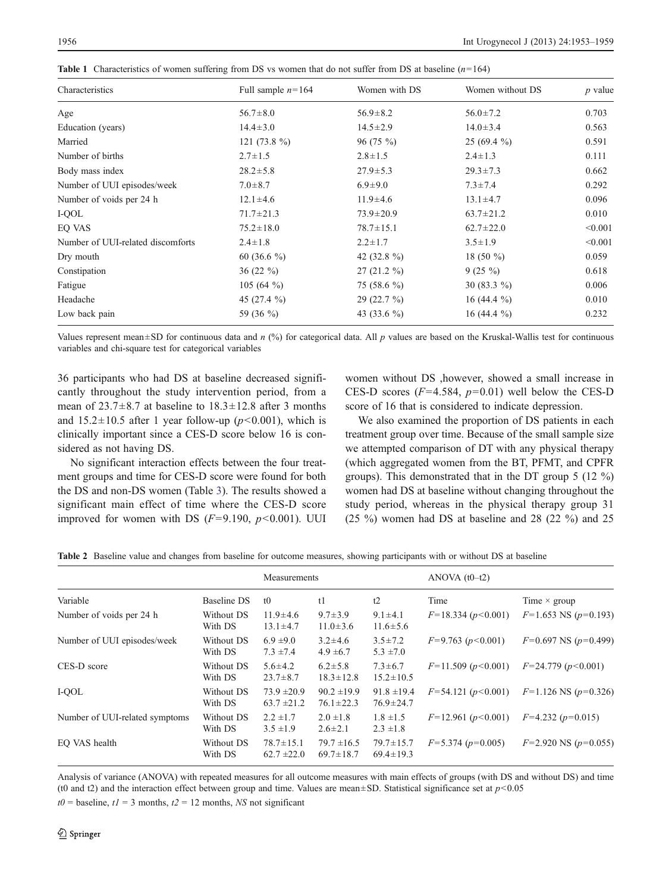**Table 1** Characteristics of women suffering from DS vs women that do not suffer from DS at baseline ($n$=164)

| Characteristics | Full sample $n$=164 | Women with DS | Women without DS | $p$ value |
|---|---|---|---|---|
| Age | 56.7±8.0 | 56.9±8.2 | 56.0±7.2 | 0.703 |
| Education (years) | 14.4±3.0 | 14.5±2.9 | 14.0±3.4 | 0.563 |
| Married | 121 (73.8 %) | 96 (75 %) | 25 (69.4 %) | 0.591 |
| Number of births | 2.7±1.5 | 2.8±1.5 | 2.4±1.3 | 0.111 |
| Body mass index | 28.2±5.8 | 27.9±5.3 | 29.3±7.3 | 0.662 |
| Number of UUI episodes/week | 7.0±8.7 | 6.9±9.0 | 7.3±7.4 | 0.292 |
| Number of voids per 24 h | 12.1±4.6 | 11.9±4.6 | 13.1±4.7 | 0.096 |
| I-QOL | 71.7±21.3 | 73.9±20.9 | 63.7±21.2 | 0.010 |
| EQ VAS | 75.2±18.0 | 78.7±15.1 | 62.7±22.0 | <0.001 |
| Number of UUI-related discomforts | 2.4±1.8 | 2.2±1.7 | 3.5±1.9 | <0.001 |
| Dry mouth | 60 (36.6 %) | 42 (32.8 %) | 18 (50 %) | 0.059 |
| Constipation | 36 (22 %) | 27 (21.2 %) | 9 (25 %) | 0.618 |
| Fatigue | 105 (64 %) | 75 (58.6 %) | 30 (83.3 %) | 0.006 |
| Headache | 45 (27.4 %) | 29 (22.7 %) | 16 (44.4 %) | 0.010 |
| Low back pain | 59 (36 %) | 43 (33.6 %) | 16 (44.4 %) | 0.232 |

Values represent mean±SD for continuous data and $n$ (%) for categorical data. All $p$ values are based on the Kruskal-Wallis test for continuous variables and chi-square test for categorical variables

36 participants who had DS at baseline decreased significantly throughout the study intervention period, from a mean of 23.7±8.7 at baseline to 18.3±12.8 after 3 months and 15.2±10.5 after 1 year follow-up ($p$<0.001), which is clinically important since a CES-D score below 16 is considered as not having DS.

No significant interaction effects between the four treatment groups and time for CES-D score were found for both the DS and non-DS women (Table 3). The results showed a significant main effect of time where the CES-D score improved for women with DS ($F$=9.190, $p$<0.001). UUI women without DS ,however, showed a small increase in CES-D scores ($F$=4.584, $p$=0.01) well below the CES-D score of 16 that is considered to indicate depression.

We also examined the proportion of DS patients in each treatment group over time. Because of the small sample size we attempted comparison of DT with any physical therapy (which aggregated women from the BT, PFMT, and CPFR groups). This demonstrated that in the DT group 5 (12 %) women had DS at baseline without changing throughout the study period, whereas in the physical therapy group 31 (25 %) women had DS at baseline and 28 (22 %) and 25

**Table 2** Baseline value and changes from baseline for outcome measures, showing participants with or without DS at baseline

| | | Measurements | | | ANOVA (t0–t2) | |
|---|---|---|---|---|---|---|
| Variable | Baseline DS | t0 | t1 | t2 | Time | Time × group |
| Number of voids per 24 h | Without DS<br>With DS | 11.9±4.6<br>13.1±4.7 | 9.7±3.9<br>11.0±3.6 | 9.1±4.1<br>11.6±5.6 | $F$=18.334 ($p$<0.001) | $F$=1.653 NS ($p$=0.193) |
| Number of UUI episodes/week | Without DS<br>With DS | 6.9 ±9.0<br>7.3 ±7.4 | 3.2±4.6<br>4.9 ±6.7 | 3.5±7.2<br>5.3 ±7.0 | $F$=9.763 ($p$<0.001) | $F$=0.697 NS ($p$=0.499) |
| CES-D score | Without DS<br>With DS | 5.6±4.2<br>23.7±8.7 | 6.2±5.8<br>18.3±12.8 | 7.3±6.7<br>15.2±10.5 | $F$=11.509 ($p$<0.001) | $F$=24.779 ($p$<0.001) |
| I-QOL | Without DS<br>With DS | 73.9 ±20.9<br>63.7 ±21.2 | 90.2 ±19.9<br>76.1±22.3 | 91.8 ±19.4<br>76.9±24.7 | $F$=54.121 ($p$<0.001) | $F$=1.126 NS ($p$=0.326) |
| Number of UUI-related symptoms | Without DS<br>With DS | 2.2 ±1.7<br>3.5 ±1.9 | 2.0 ±1.8<br>2.6±2.1 | 1.8 ±1.5<br>2.3 ±1.8 | $F$=12.961 ($p$<0.001) | $F$=4.232 ($p$=0.015) |
| EQ VAS health | Without DS<br>With DS | 78.7±15.1<br>62.7 ±22.0 | 79.7 ±16.5<br>69.7±18.7 | 79.7±15.7<br>69.4±19.3 | $F$=5.374 ($p$=0.005) | $F$=2.920 NS ($p$=0.055) |

Analysis of variance (ANOVA) with repeated measures for all outcome measures with main effects of groups (with DS and without DS) and time (t0 and t2) and the interaction effect between group and time. Values are mean±SD. Statistical significance set at $p$<0.05

$t0$ = baseline, $t1$ = 3 months, $t2$ = 12 months, $NS$ not significant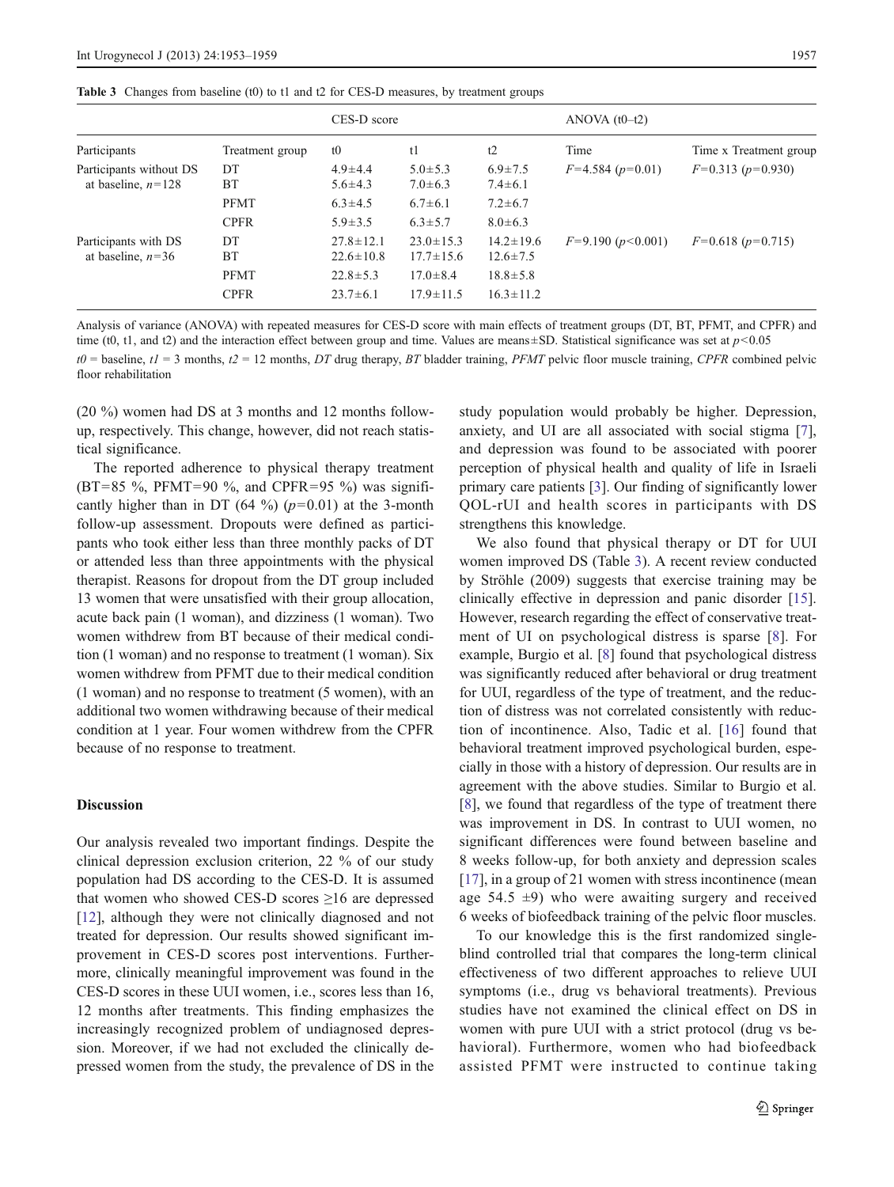**Table 3** Changes from baseline (t0) to t1 and t2 for CES-D measures, by treatment groups

| Participants | Treatment group | CES-D score t0 | CES-D score t1 | CES-D score t2 | ANOVA (t0–t2) Time | ANOVA (t0–t2) Time x Treatment group |
|---|---|---|---|---|---|---|
| Participants without DS at baseline, $n=128$ | DT | 4.9±4.4 | 5.0±5.3 | 6.9±7.5 | $F=4.584$ ($p=0.01$) | $F=0.313$ ($p=0.930$) |
| | BT | 5.6±4.3 | 7.0±6.3 | 7.4±6.1 | | |
| | PFMT | 6.3±4.5 | 6.7±6.1 | 7.2±6.7 | | |
| | CPFR | 5.9±3.5 | 6.3±5.7 | 8.0±6.3 | | |
| Participants with DS at baseline, $n=36$ | DT | 27.8±12.1 | 23.0±15.3 | 14.2±19.6 | $F=9.190$ ($p<0.001$) | $F=0.618$ ($p=0.715$) |
| | BT | 22.6±10.8 | 17.7±15.6 | 12.6±7.5 | | |
| | PFMT | 22.8±5.3 | 17.0±8.4 | 18.8±5.8 | | |
| | CPFR | 23.7±6.1 | 17.9±11.5 | 16.3±11.2 | | |

Analysis of variance (ANOVA) with repeated measures for CES-D score with main effects of treatment groups (DT, BT, PFMT, and CPFR) and time (t0, t1, and t2) and the interaction effect between group and time. Values are means±SD. Statistical significance was set at $p<0.05$

*t0* = baseline, *t1* = 3 months, *t2* = 12 months, *DT* drug therapy, *BT* bladder training, *PFMT* pelvic floor muscle training, *CPFR* combined pelvic floor rehabilitation

(20 %) women had DS at 3 months and 12 months follow-up, respectively. This change, however, did not reach statistical significance.

The reported adherence to physical therapy treatment (BT=85 %, PFMT=90 %, and CPFR=95 %) was significantly higher than in DT (64 %) ($p=0.01$) at the 3-month follow-up assessment. Dropouts were defined as participants who took either less than three monthly packs of DT or attended less than three appointments with the physical therapist. Reasons for dropout from the DT group included 13 women that were unsatisfied with their group allocation, acute back pain (1 woman), and dizziness (1 woman). Two women withdrew from BT because of their medical condition (1 woman) and no response to treatment (1 woman). Six women withdrew from PFMT due to their medical condition (1 woman) and no response to treatment (5 women), with an additional two women withdrawing because of their medical condition at 1 year. Four women withdrew from the CPFR because of no response to treatment.

## Discussion

Our analysis revealed two important findings. Despite the clinical depression exclusion criterion, 22 % of our study population had DS according to the CES-D. It is assumed that women who showed CES-D scores ≥16 are depressed [12], although they were not clinically diagnosed and not treated for depression. Our results showed significant improvement in CES-D scores post interventions. Furthermore, clinically meaningful improvement was found in the CES-D scores in these UUI women, i.e., scores less than 16, 12 months after treatments. This finding emphasizes the increasingly recognized problem of undiagnosed depression. Moreover, if we had not excluded the clinically depressed women from the study, the prevalence of DS in the study population would probably be higher. Depression, anxiety, and UI are all associated with social stigma [7], and depression was found to be associated with poorer perception of physical health and quality of life in Israeli primary care patients [3]. Our finding of significantly lower QOL-rUI and health scores in participants with DS strengthens this knowledge.

We also found that physical therapy or DT for UUI women improved DS (Table 3). A recent review conducted by Ströhle (2009) suggests that exercise training may be clinically effective in depression and panic disorder [15]. However, research regarding the effect of conservative treatment of UI on psychological distress is sparse [8]. For example, Burgio et al. [8] found that psychological distress was significantly reduced after behavioral or drug treatment for UUI, regardless of the type of treatment, and the reduction of distress was not correlated consistently with reduction of incontinence. Also, Tadic et al. [16] found that behavioral treatment improved psychological burden, especially in those with a history of depression. Our results are in agreement with the above studies. Similar to Burgio et al. [8], we found that regardless of the type of treatment there was improvement in DS. In contrast to UUI women, no significant differences were found between baseline and 8 weeks follow-up, for both anxiety and depression scales [17], in a group of 21 women with stress incontinence (mean age 54.5 ±9) who were awaiting surgery and received 6 weeks of biofeedback training of the pelvic floor muscles.

To our knowledge this is the first randomized single-blind controlled trial that compares the long-term clinical effectiveness of two different approaches to relieve UUI symptoms (i.e., drug vs behavioral treatments). Previous studies have not examined the clinical effect on DS in women with pure UUI with a strict protocol (drug vs behavioral). Furthermore, women who had biofeedback assisted PFMT were instructed to continue taking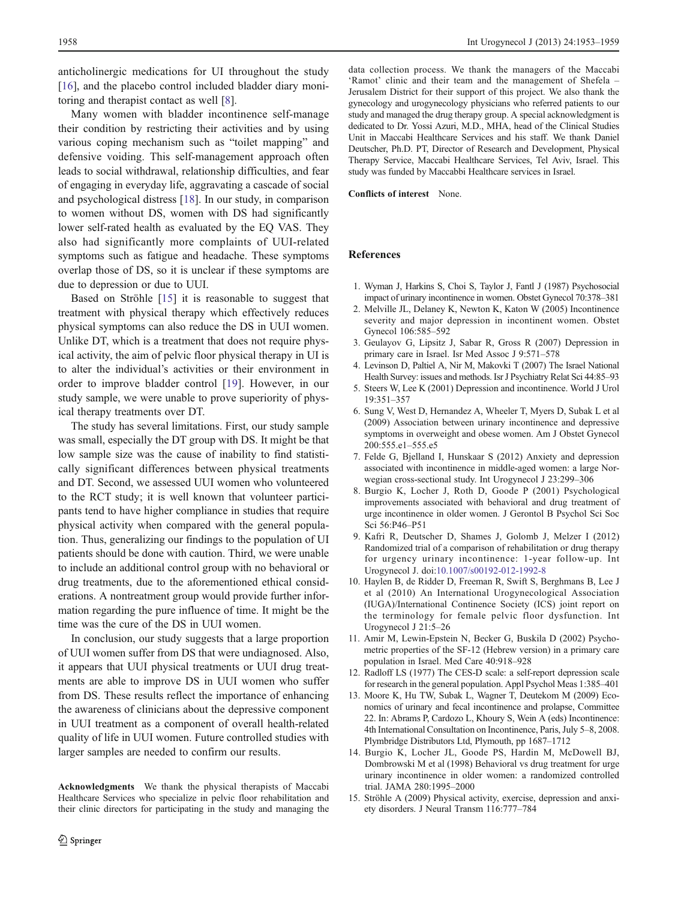anticholinergic medications for UI throughout the study [16], and the placebo control included bladder diary monitoring and therapist contact as well [8].

Many women with bladder incontinence self-manage their condition by restricting their activities and by using various coping mechanism such as "toilet mapping" and defensive voiding. This self-management approach often leads to social withdrawal, relationship difficulties, and fear of engaging in everyday life, aggravating a cascade of social and psychological distress [18]. In our study, in comparison to women without DS, women with DS had significantly lower self-rated health as evaluated by the EQ VAS. They also had significantly more complaints of UUI-related symptoms such as fatigue and headache. These symptoms overlap those of DS, so it is unclear if these symptoms are due to depression or due to UUI.

Based on Ströhle [15] it is reasonable to suggest that treatment with physical therapy which effectively reduces physical symptoms can also reduce the DS in UUI women. Unlike DT, which is a treatment that does not require physical activity, the aim of pelvic floor physical therapy in UI is to alter the individual's activities or their environment in order to improve bladder control [19]. However, in our study sample, we were unable to prove superiority of physical therapy treatments over DT.

The study has several limitations. First, our study sample was small, especially the DT group with DS. It might be that low sample size was the cause of inability to find statistically significant differences between physical treatments and DT. Second, we assessed UUI women who volunteered to the RCT study; it is well known that volunteer participants tend to have higher compliance in studies that require physical activity when compared with the general population. Thus, generalizing our findings to the population of UI patients should be done with caution. Third, we were unable to include an additional control group with no behavioral or drug treatments, due to the aforementioned ethical considerations. A nontreatment group would provide further information regarding the pure influence of time. It might be the time was the cure of the DS in UUI women.

In conclusion, our study suggests that a large proportion of UUI women suffer from DS that were undiagnosed. Also, it appears that UUI physical treatments or UUI drug treatments are able to improve DS in UUI women who suffer from DS. These results reflect the importance of enhancing the awareness of clinicians about the depressive component in UUI treatment as a component of overall health-related quality of life in UUI women. Future controlled studies with larger samples are needed to confirm our results.

**Acknowledgments** We thank the physical therapists of Maccabi Healthcare Services who specialize in pelvic floor rehabilitation and their clinic directors for participating in the study and managing the data collection process. We thank the managers of the Maccabi 'Ramot' clinic and their team and the management of Shefela – Jerusalem District for their support of this project. We also thank the gynecology and urogynecology physicians who referred patients to our study and managed the drug therapy group. A special acknowledgment is dedicated to Dr. Yossi Azuri, M.D., MHA, head of the Clinical Studies Unit in Maccabi Healthcare Services and his staff. We thank Daniel Deutscher, Ph.D. PT, Director of Research and Development, Physical Therapy Service, Maccabi Healthcare Services, Tel Aviv, Israel. This study was funded by Maccabbi Healthcare services in Israel.

**Conflicts of interest** None.

## References

1. Wyman J, Harkins S, Choi S, Taylor J, Fantl J (1987) Psychosocial impact of urinary incontinence in women. Obstet Gynecol 70:378–381
2. Melville JL, Delaney K, Newton K, Katon W (2005) Incontinence severity and major depression in incontinent women. Obstet Gynecol 106:585–592
3. Geulayov G, Lipsitz J, Sabar R, Gross R (2007) Depression in primary care in Israel. Isr Med Assoc J 9:571–578
4. Levinson D, Paltiel A, Nir M, Makovki T (2007) The Israel National Health Survey: issues and methods. Isr J Psychiatry Relat Sci 44:85–93
5. Steers W, Lee K (2001) Depression and incontinence. World J Urol 19:351–357
6. Sung V, West D, Hernandez A, Wheeler T, Myers D, Subak L et al (2009) Association between urinary incontinence and depressive symptoms in overweight and obese women. Am J Obstet Gynecol 200:555.e1–555.e5
7. Felde G, Bjelland I, Hunskaar S (2012) Anxiety and depression associated with incontinence in middle-aged women: a large Norwegian cross-sectional study. Int Urogynecol J 23:299–306
8. Burgio K, Locher J, Roth D, Goode P (2001) Psychological improvements associated with behavioral and drug treatment of urge incontinence in older women. J Gerontol B Psychol Sci Soc Sci 56:P46–P51
9. Kafri R, Deutscher D, Shames J, Golomb J, Melzer I (2012) Randomized trial of a comparison of rehabilitation or drug therapy for urgency urinary incontinence: 1-year follow-up. Int Urogynecol J. doi:10.1007/s00192-012-1992-8
10. Haylen B, de Ridder D, Freeman R, Swift S, Berghmans B, Lee J et al (2010) An International Urogynecological Association (IUGA)/International Continence Society (ICS) joint report on the terminology for female pelvic floor dysfunction. Int Urogynecol J 21:5–26
11. Amir M, Lewin-Epstein N, Becker G, Buskila D (2002) Psychometric properties of the SF-12 (Hebrew version) in a primary care population in Israel. Med Care 40:918–928
12. Radloff LS (1977) The CES-D scale: a self-report depression scale for research in the general population. Appl Psychol Meas 1:385–401
13. Moore K, Hu TW, Subak L, Wagner T, Deutekom M (2009) Economics of urinary and fecal incontinence and prolapse, Committee 22. In: Abrams P, Cardozo L, Khoury S, Wein A (eds) Incontinence: 4th International Consultation on Incontinence, Paris, July 5–8, 2008. Plymbridge Distributors Ltd, Plymouth, pp 1687–1712
14. Burgio K, Locher JL, Goode PS, Hardin M, McDowell BJ, Dombrowski M et al (1998) Behavioral vs drug treatment for urge urinary incontinence in older women: a randomized controlled trial. JAMA 280:1995–2000
15. Ströhle A (2009) Physical activity, exercise, depression and anxiety disorders. J Neural Transm 116:777–784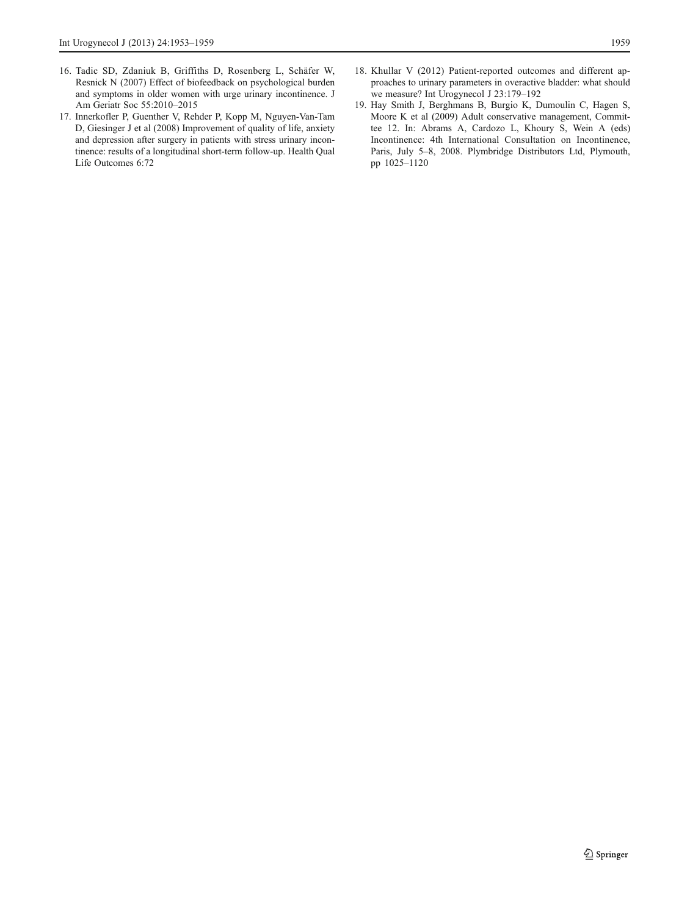16. Tadic SD, Zdaniuk B, Griffiths D, Rosenberg L, Schäfer W, Resnick N (2007) Effect of biofeedback on psychological burden and symptoms in older women with urge urinary incontinence. J Am Geriatr Soc 55:2010–2015
17. Innerkofler P, Guenther V, Rehder P, Kopp M, Nguyen-Van-Tam D, Giesinger J et al (2008) Improvement of quality of life, anxiety and depression after surgery in patients with stress urinary incontinence: results of a longitudinal short-term follow-up. Health Qual Life Outcomes 6:72
18. Khullar V (2012) Patient-reported outcomes and different approaches to urinary parameters in overactive bladder: what should we measure? Int Urogynecol J 23:179–192
19. Hay Smith J, Berghmans B, Burgio K, Dumoulin C, Hagen S, Moore K et al (2009) Adult conservative management, Committee 12. In: Abrams A, Cardozo L, Khoury S, Wein A (eds) Incontinence: 4th International Consultation on Incontinence, Paris, July 5–8, 2008. Plymbridge Distributors Ltd, Plymouth, pp 1025–1120